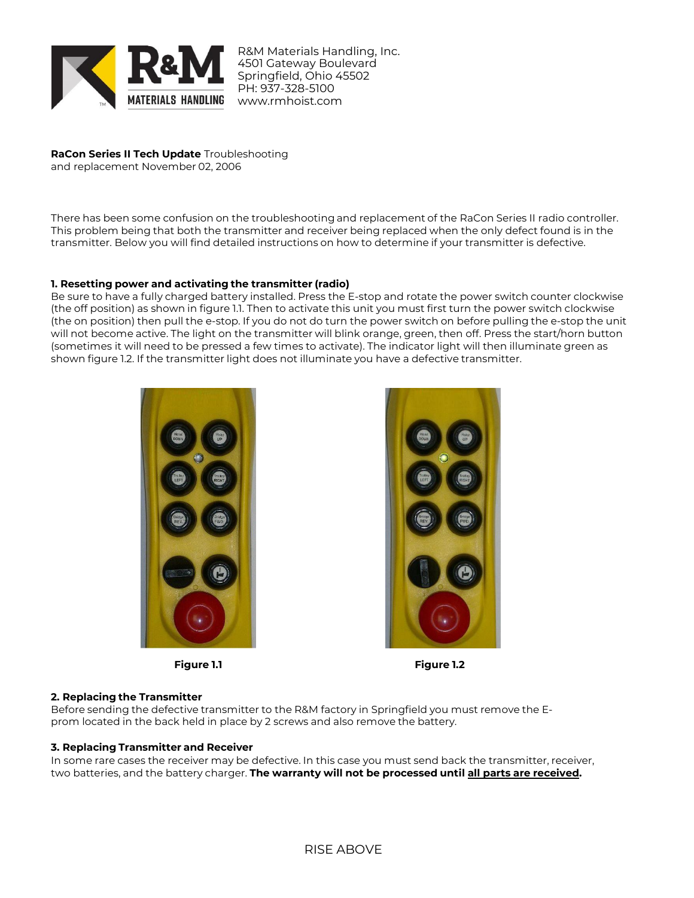R&M Materials Handling, Inc.
4501 Gateway Boulevard
Springfield, Ohio 45502
PH: 937-328-5100
www.rmhoist.com

**RaCon Series II Tech Update** Troubleshooting and replacement November 02, 2006

There has been some confusion on the troubleshooting and replacement of the RaCon Series II radio controller. This problem being that both the transmitter and receiver being replaced when the only defect found is in the transmitter. Below you will find detailed instructions on how to determine if your transmitter is defective.

**1. Resetting power and activating the transmitter (radio)**

Be sure to have a fully charged battery installed. Press the E-stop and rotate the power switch counter clockwise (the off position) as shown in figure 1.1. Then to activate this unit you must first turn the power switch clockwise (the on position) then pull the e-stop. If you do not do turn the power switch on before pulling the e-stop the unit will not become active. The light on the transmitter will blink orange, green, then off. Press the start/horn button (sometimes it will need to be pressed a few times to activate). The indicator light will then illuminate green as shown figure 1.2. If the transmitter light does not illuminate you have a defective transmitter.

**Figure 1.1**

**Figure 1.2**

**2. Replacing the Transmitter**

Before sending the defective transmitter to the R&M factory in Springfield you must remove the E-prom located in the back held in place by 2 screws and also remove the battery.

**3. Replacing Transmitter and Receiver**

In some rare cases the receiver may be defective. In this case you must send back the transmitter, receiver, two batteries, and the battery charger. **The warranty will not be processed until <u>all parts are received</u>.**

RISE ABOVE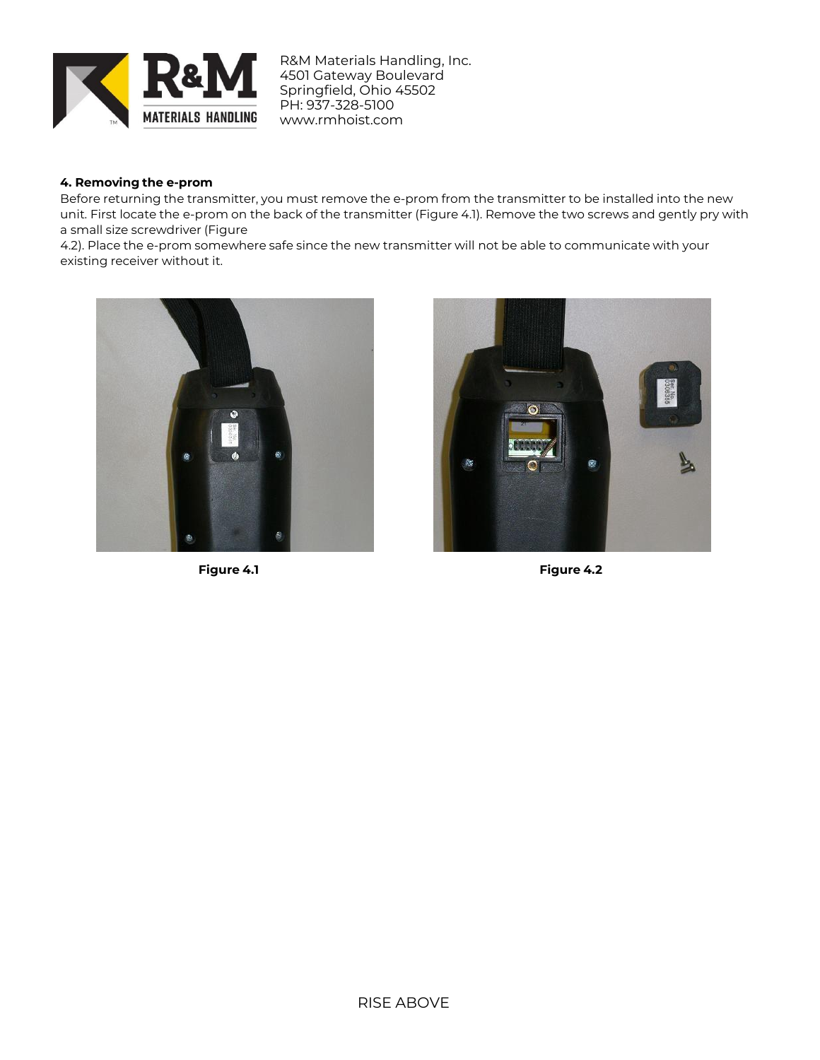R&M Materials Handling, Inc.
4501 Gateway Boulevard
Springfield, Ohio 45502
PH: 937-328-5100
www.rmhoist.com

**4. Removing the e-prom**

Before returning the transmitter, you must remove the e-prom from the transmitter to be installed into the new unit. First locate the e-prom on the back of the transmitter (Figure 4.1). Remove the two screws and gently pry with a small size screwdriver (Figure 4.2). Place the e-prom somewhere safe since the new transmitter will not be able to communicate with your existing receiver without it.

**Figure 4.1**

**Figure 4.2**

RISE ABOVE